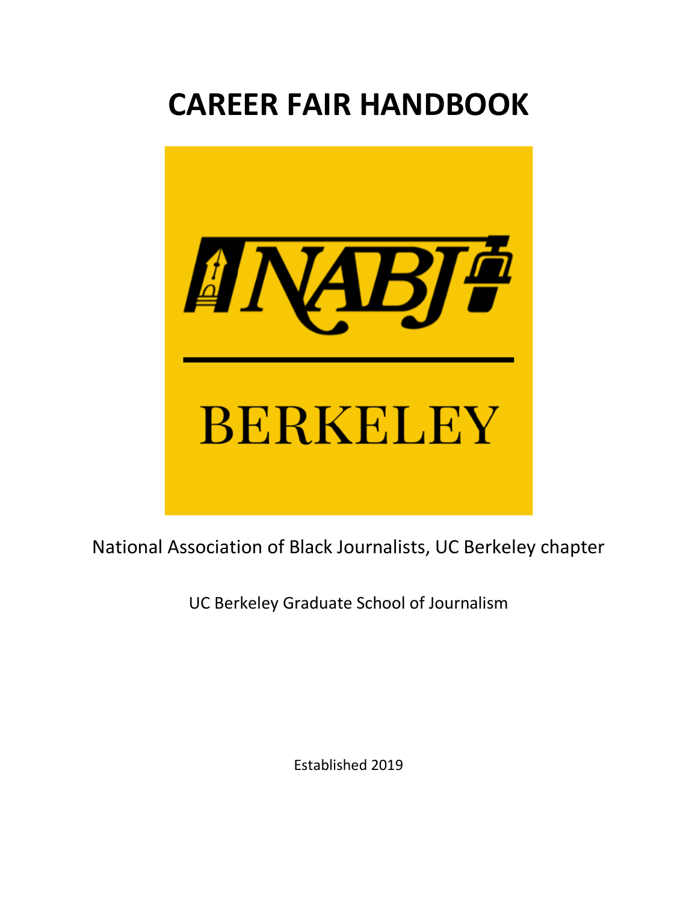# CAREER FAIR HANDBOOK

NABJ

BERKELEY

National Association of Black Journalists, UC Berkeley chapter

UC Berkeley Graduate School of Journalism

Established 2019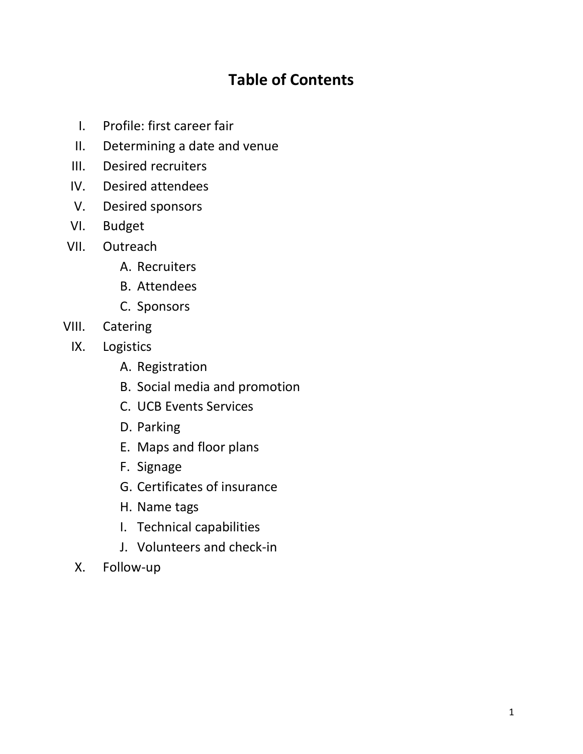# Table of Contents

I. Profile: first career fair

II. Determining a date and venue

III. Desired recruiters

IV. Desired attendees

V. Desired sponsors

VI. Budget

VII. Outreach

   A. Recruiters

   B. Attendees

   C. Sponsors

VIII. Catering

IX. Logistics

   A. Registration

   B. Social media and promotion

   C. UCB Events Services

   D. Parking

   E. Maps and floor plans

   F. Signage

   G. Certificates of insurance

   H. Name tags

   I. Technical capabilities

   J. Volunteers and check-in

X. Follow-up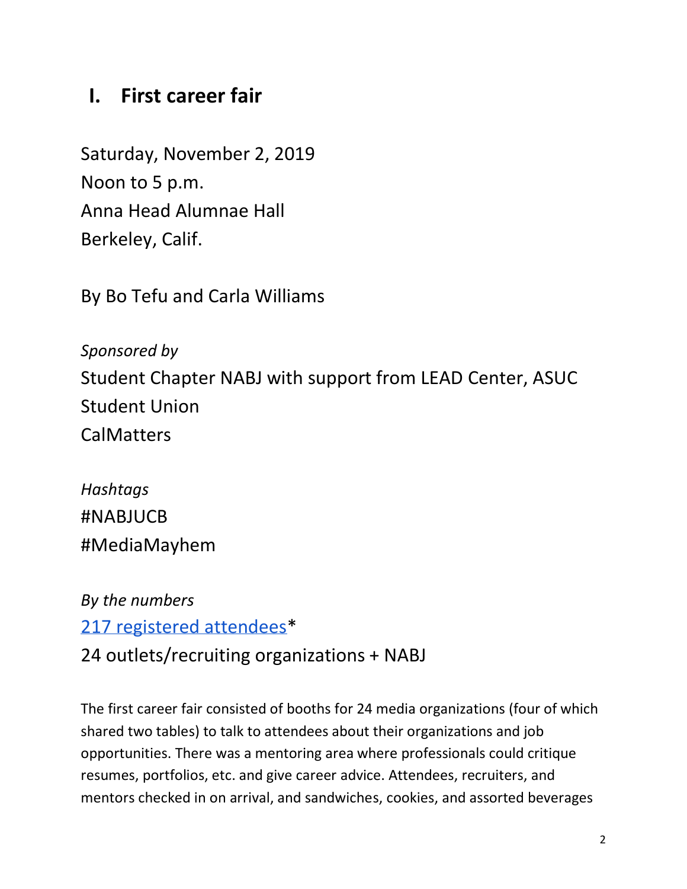## I. First career fair

Saturday, November 2, 2019
Noon to 5 p.m.
Anna Head Alumnae Hall
Berkeley, Calif.

By Bo Tefu and Carla Williams

*Sponsored by*
Student Chapter NABJ with support from LEAD Center, ASUC
Student Union
CalMatters

*Hashtags*
#NABJUCB
#MediaMayhem

*By the numbers*
217 registered attendees*
24 outlets/recruiting organizations + NABJ

The first career fair consisted of booths for 24 media organizations (four of which shared two tables) to talk to attendees about their organizations and job opportunities. There was a mentoring area where professionals could critique resumes, portfolios, etc. and give career advice. Attendees, recruiters, and mentors checked in on arrival, and sandwiches, cookies, and assorted beverages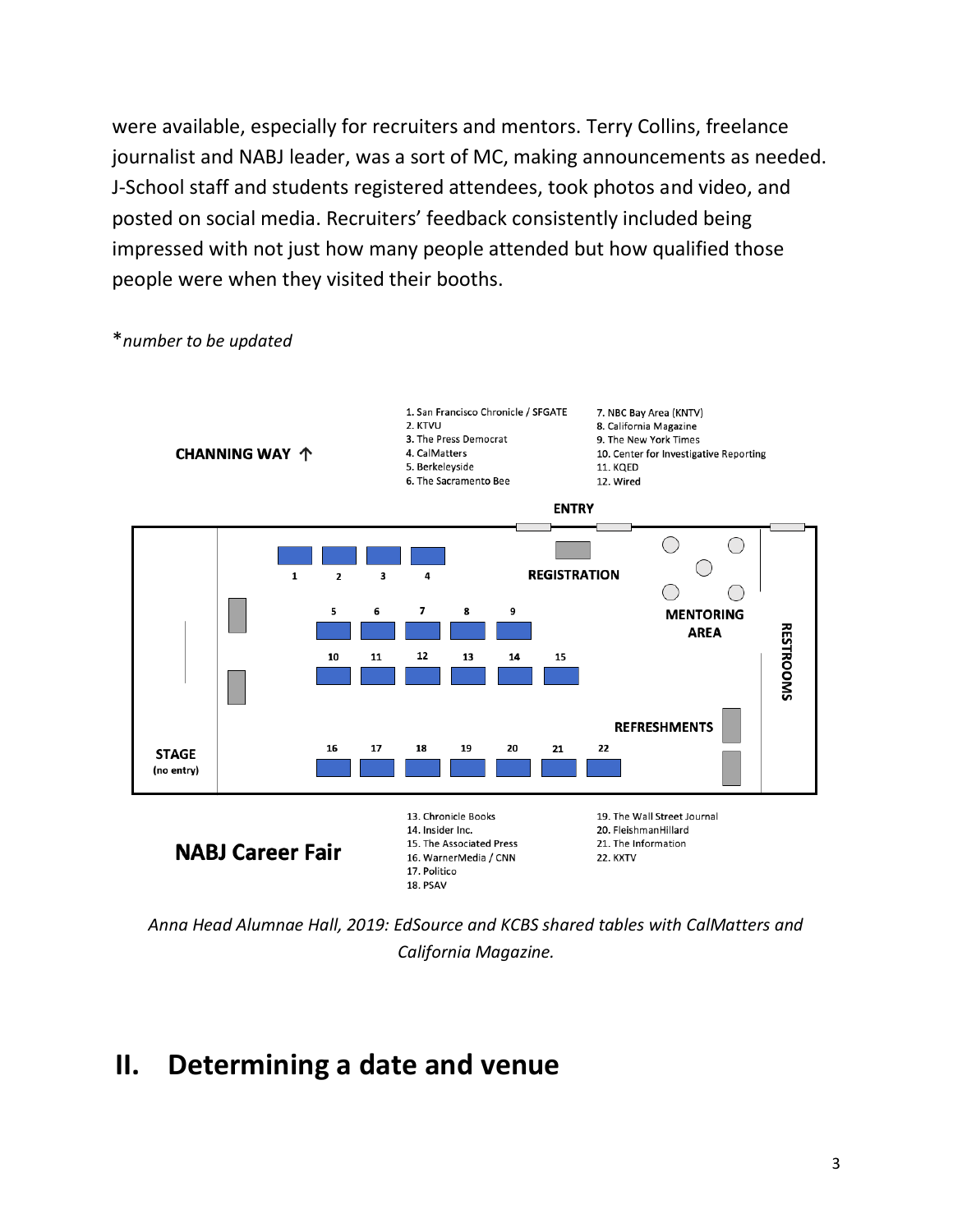were available, especially for recruiters and mentors. Terry Collins, freelance journalist and NABJ leader, was a sort of MC, making announcements as needed. J-School staff and students registered attendees, took photos and video, and posted on social media. Recruiters' feedback consistently included being impressed with not just how many people attended but how qualified those people were when they visited their booths.

**number to be updated*

CHANNING WAY ↑

1. San Francisco Chronicle / SFGATE
2. KTVU
3. The Press Democrat
4. CalMatters
5. Berkeleyside
6. The Sacramento Bee
7. NBC Bay Area (KNTV)
8. California Magazine
9. The New York Times
10. Center for Investigative Reporting
11. KQED
12. Wired

ENTRY

REGISTRATION

MENTORING AREA

RESTROOMS

REFRESHMENTS

STAGE (no entry)

**NABJ Career Fair**

13. Chronicle Books
14. Insider Inc.
15. The Associated Press
16. WarnerMedia / CNN
17. Politico
18. PSAV
19. The Wall Street Journal
20. FleishmanHillard
21. The Information
22. KXTV

*Anna Head Alumnae Hall, 2019: EdSource and KCBS shared tables with CalMatters and California Magazine.*

# II. Determining a date and venue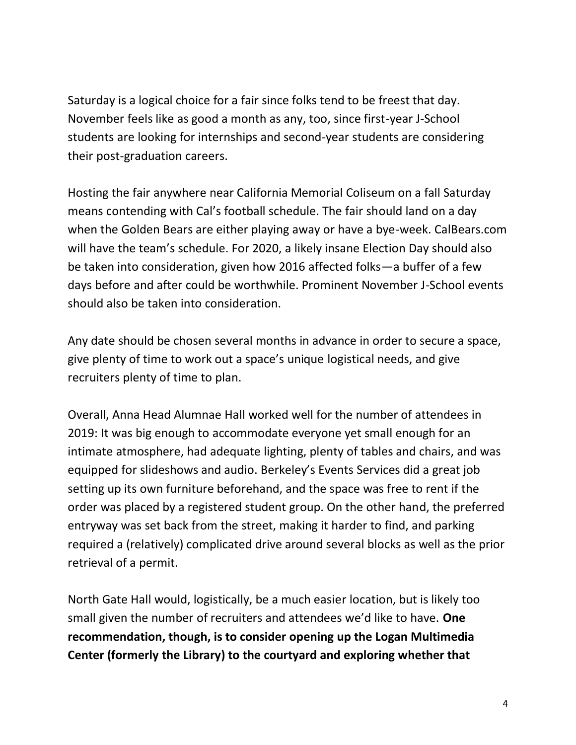Saturday is a logical choice for a fair since folks tend to be freest that day. November feels like as good a month as any, too, since first-year J-School students are looking for internships and second-year students are considering their post-graduation careers.

Hosting the fair anywhere near California Memorial Coliseum on a fall Saturday means contending with Cal's football schedule. The fair should land on a day when the Golden Bears are either playing away or have a bye-week. CalBears.com will have the team's schedule. For 2020, a likely insane Election Day should also be taken into consideration, given how 2016 affected folks—a buffer of a few days before and after could be worthwhile. Prominent November J-School events should also be taken into consideration.

Any date should be chosen several months in advance in order to secure a space, give plenty of time to work out a space's unique logistical needs, and give recruiters plenty of time to plan.

Overall, Anna Head Alumnae Hall worked well for the number of attendees in 2019: It was big enough to accommodate everyone yet small enough for an intimate atmosphere, had adequate lighting, plenty of tables and chairs, and was equipped for slideshows and audio. Berkeley's Events Services did a great job setting up its own furniture beforehand, and the space was free to rent if the order was placed by a registered student group. On the other hand, the preferred entryway was set back from the street, making it harder to find, and parking required a (relatively) complicated drive around several blocks as well as the prior retrieval of a permit.

North Gate Hall would, logistically, be a much easier location, but is likely too small given the number of recruiters and attendees we'd like to have. **One recommendation, though, is to consider opening up the Logan Multimedia Center (formerly the Library) to the courtyard and exploring whether that**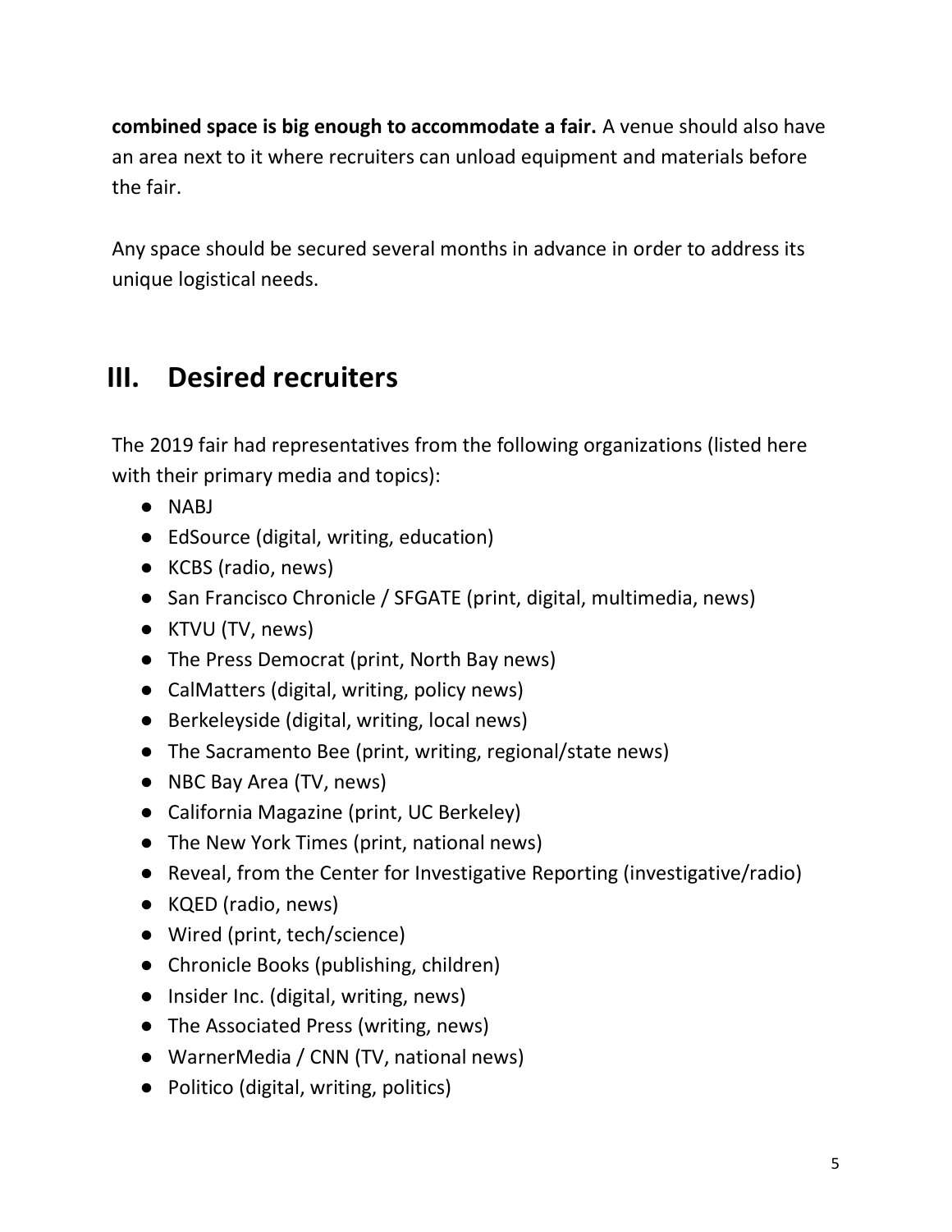**combined space is big enough to accommodate a fair.** A venue should also have an area next to it where recruiters can unload equipment and materials before the fair.

Any space should be secured several months in advance in order to address its unique logistical needs.

## III. Desired recruiters

The 2019 fair had representatives from the following organizations (listed here with their primary media and topics):

- NABJ
- EdSource (digital, writing, education)
- KCBS (radio, news)
- San Francisco Chronicle / SFGATE (print, digital, multimedia, news)
- KTVU (TV, news)
- The Press Democrat (print, North Bay news)
- CalMatters (digital, writing, policy news)
- Berkeleyside (digital, writing, local news)
- The Sacramento Bee (print, writing, regional/state news)
- NBC Bay Area (TV, news)
- California Magazine (print, UC Berkeley)
- The New York Times (print, national news)
- Reveal, from the Center for Investigative Reporting (investigative/radio)
- KQED (radio, news)
- Wired (print, tech/science)
- Chronicle Books (publishing, children)
- Insider Inc. (digital, writing, news)
- The Associated Press (writing, news)
- WarnerMedia / CNN (TV, national news)
- Politico (digital, writing, politics)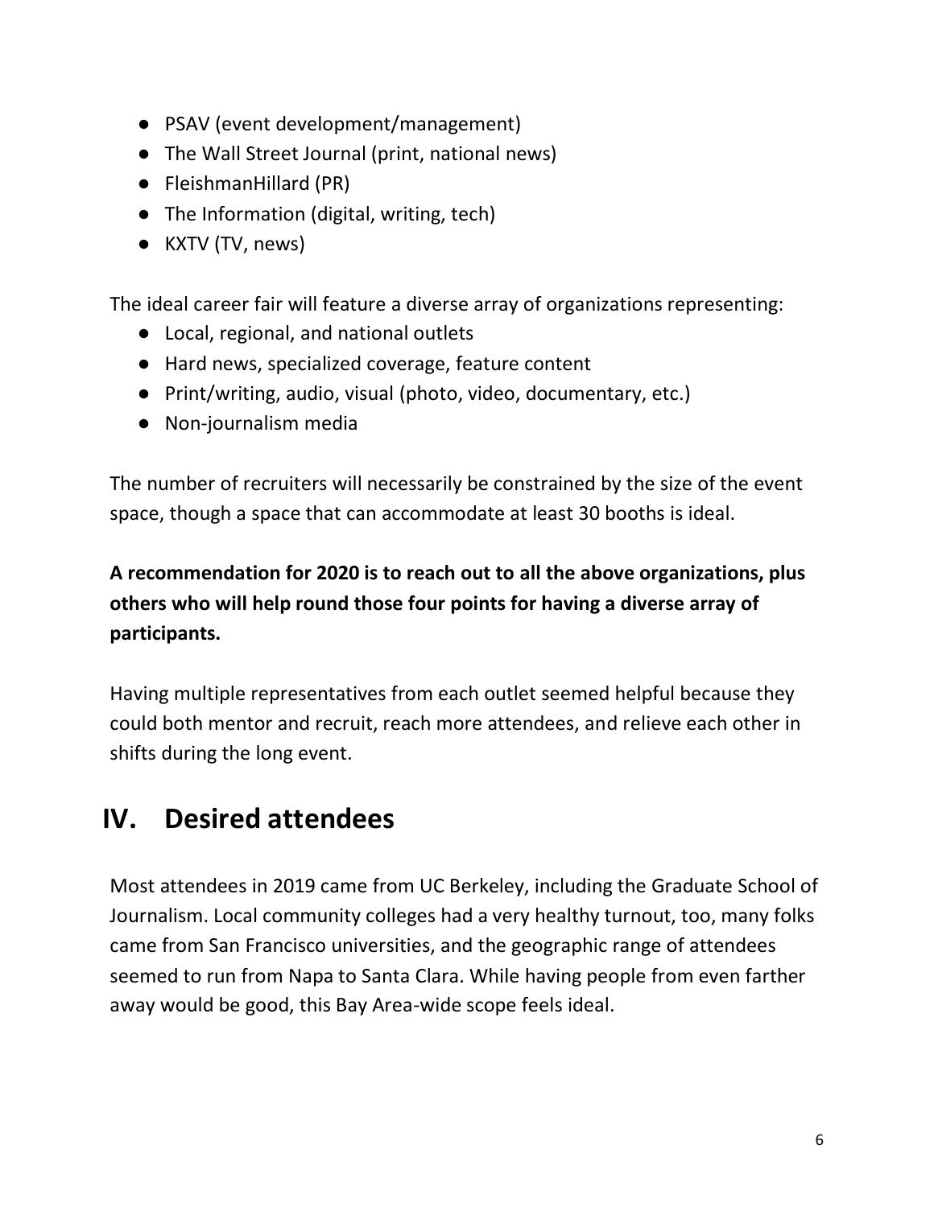- PSAV (event development/management)
- The Wall Street Journal (print, national news)
- FleishmanHillard (PR)
- The Information (digital, writing, tech)
- KXTV (TV, news)

The ideal career fair will feature a diverse array of organizations representing:

- Local, regional, and national outlets
- Hard news, specialized coverage, feature content
- Print/writing, audio, visual (photo, video, documentary, etc.)
- Non-journalism media

The number of recruiters will necessarily be constrained by the size of the event space, though a space that can accommodate at least 30 booths is ideal.

**A recommendation for 2020 is to reach out to all the above organizations, plus others who will help round those four points for having a diverse array of participants.**

Having multiple representatives from each outlet seemed helpful because they could both mentor and recruit, reach more attendees, and relieve each other in shifts during the long event.

## IV. Desired attendees

Most attendees in 2019 came from UC Berkeley, including the Graduate School of Journalism. Local community colleges had a very healthy turnout, too, many folks came from San Francisco universities, and the geographic range of attendees seemed to run from Napa to Santa Clara. While having people from even farther away would be good, this Bay Area-wide scope feels ideal.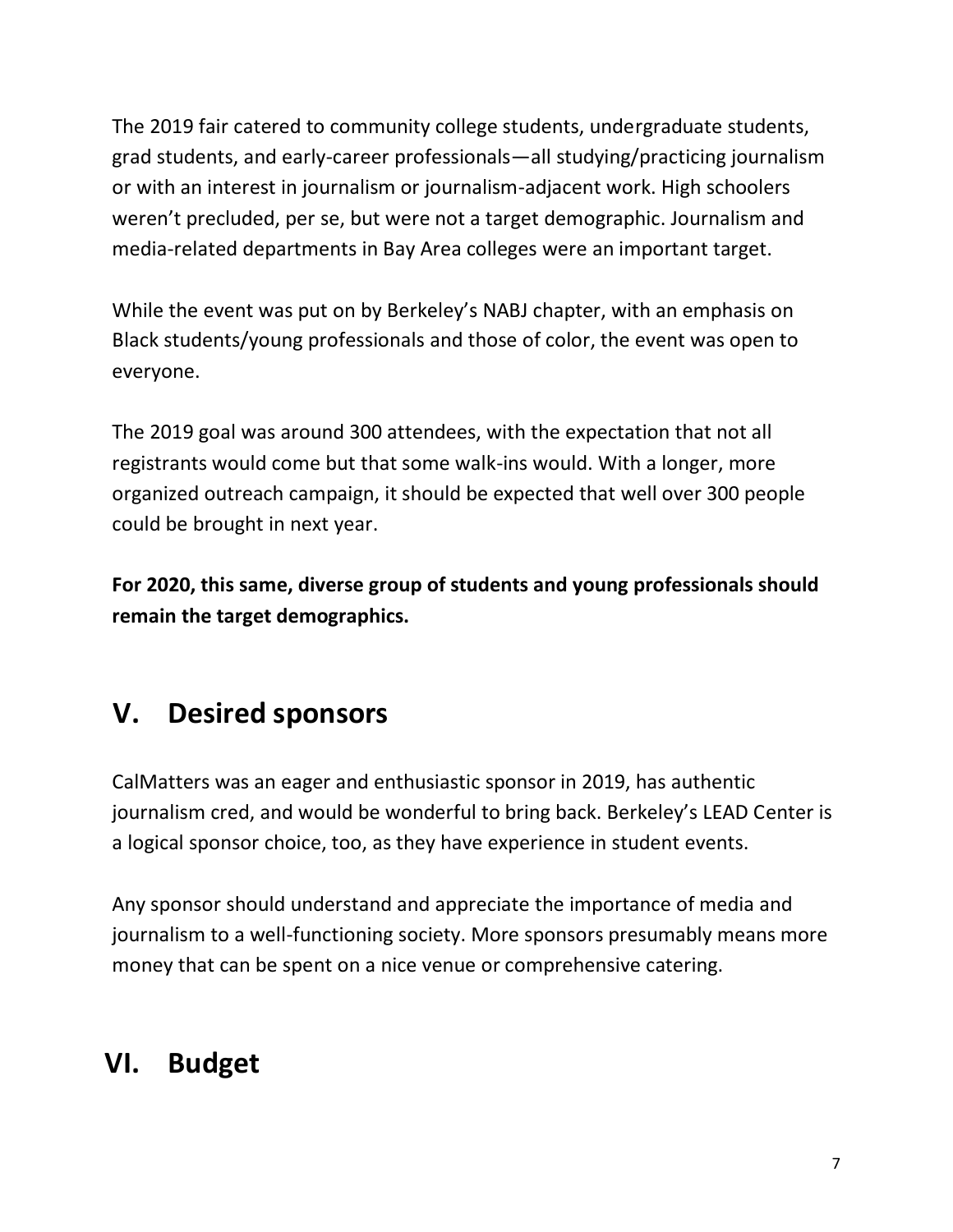The 2019 fair catered to community college students, undergraduate students, grad students, and early-career professionals—all studying/practicing journalism or with an interest in journalism or journalism-adjacent work. High schoolers weren't precluded, per se, but were not a target demographic. Journalism and media-related departments in Bay Area colleges were an important target.

While the event was put on by Berkeley's NABJ chapter, with an emphasis on Black students/young professionals and those of color, the event was open to everyone.

The 2019 goal was around 300 attendees, with the expectation that not all registrants would come but that some walk-ins would. With a longer, more organized outreach campaign, it should be expected that well over 300 people could be brought in next year.

**For 2020, this same, diverse group of students and young professionals should remain the target demographics.**

## V. Desired sponsors

CalMatters was an eager and enthusiastic sponsor in 2019, has authentic journalism cred, and would be wonderful to bring back. Berkeley's LEAD Center is a logical sponsor choice, too, as they have experience in student events.

Any sponsor should understand and appreciate the importance of media and journalism to a well-functioning society. More sponsors presumably means more money that can be spent on a nice venue or comprehensive catering.

## VI. Budget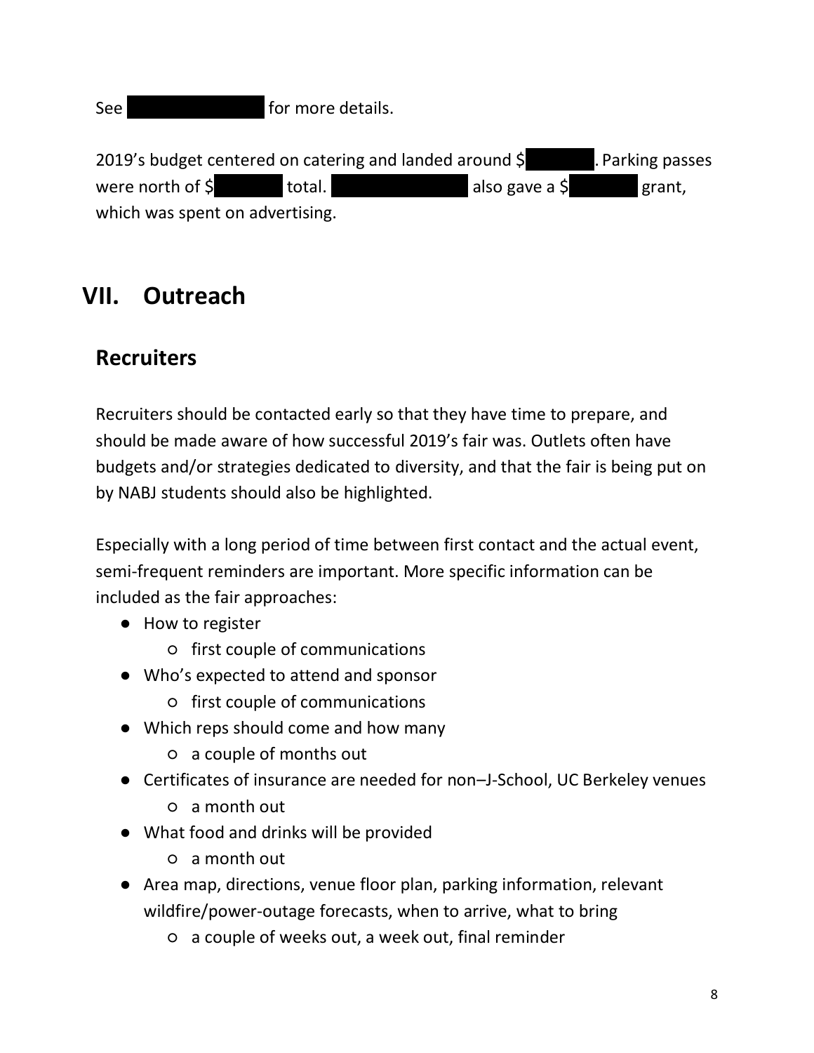See [REDACTED] for more details.

2019's budget centered on catering and landed around $[REDACTED]. Parking passes were north of $[REDACTED] total. [REDACTED] also gave a $[REDACTED] grant, which was spent on advertising.

# VII. Outreach

## Recruiters

Recruiters should be contacted early so that they have time to prepare, and should be made aware of how successful 2019's fair was. Outlets often have budgets and/or strategies dedicated to diversity, and that the fair is being put on by NABJ students should also be highlighted.

Especially with a long period of time between first contact and the actual event, semi-frequent reminders are important. More specific information can be included as the fair approaches:

- How to register
  - first couple of communications
- Who's expected to attend and sponsor
  - first couple of communications
- Which reps should come and how many
  - a couple of months out
- Certificates of insurance are needed for non–J-School, UC Berkeley venues
  - a month out
- What food and drinks will be provided
  - a month out
- Area map, directions, venue floor plan, parking information, relevant wildfire/power-outage forecasts, when to arrive, what to bring
  - a couple of weeks out, a week out, final reminder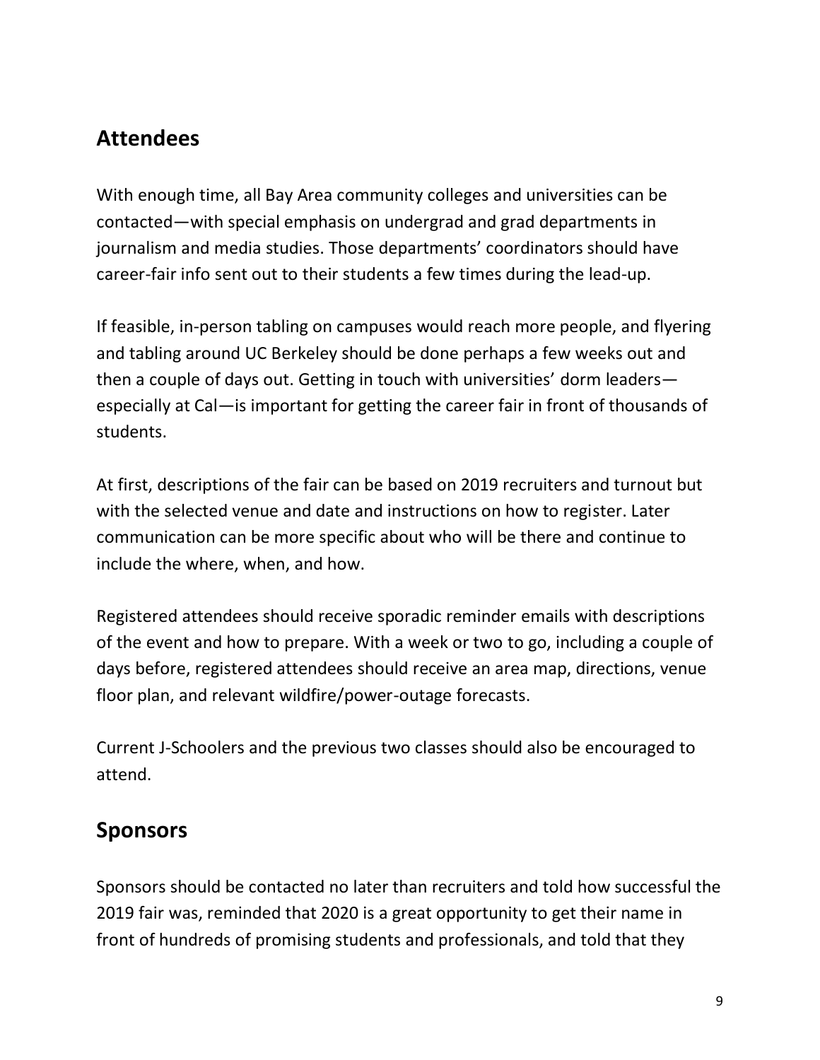## Attendees

With enough time, all Bay Area community colleges and universities can be contacted—with special emphasis on undergrad and grad departments in journalism and media studies. Those departments' coordinators should have career-fair info sent out to their students a few times during the lead-up.

If feasible, in-person tabling on campuses would reach more people, and flyering and tabling around UC Berkeley should be done perhaps a few weeks out and then a couple of days out. Getting in touch with universities' dorm leaders—especially at Cal—is important for getting the career fair in front of thousands of students.

At first, descriptions of the fair can be based on 2019 recruiters and turnout but with the selected venue and date and instructions on how to register. Later communication can be more specific about who will be there and continue to include the where, when, and how.

Registered attendees should receive sporadic reminder emails with descriptions of the event and how to prepare. With a week or two to go, including a couple of days before, registered attendees should receive an area map, directions, venue floor plan, and relevant wildfire/power-outage forecasts.

Current J-Schoolers and the previous two classes should also be encouraged to attend.

## Sponsors

Sponsors should be contacted no later than recruiters and told how successful the 2019 fair was, reminded that 2020 is a great opportunity to get their name in front of hundreds of promising students and professionals, and told that they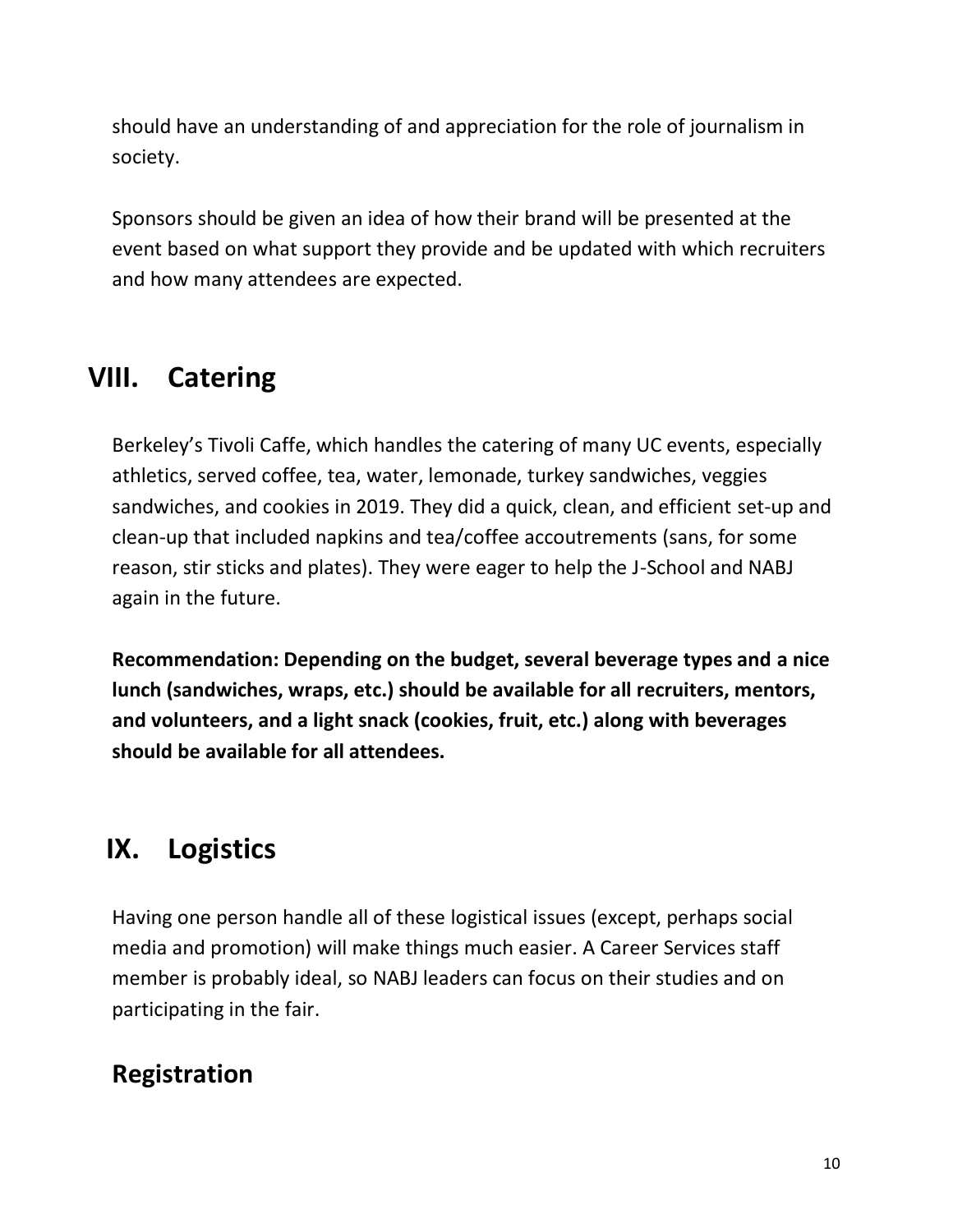should have an understanding of and appreciation for the role of journalism in society.

Sponsors should be given an idea of how their brand will be presented at the event based on what support they provide and be updated with which recruiters and how many attendees are expected.

## VIII. Catering

Berkeley's Tivoli Caffe, which handles the catering of many UC events, especially athletics, served coffee, tea, water, lemonade, turkey sandwiches, veggies sandwiches, and cookies in 2019. They did a quick, clean, and efficient set-up and clean-up that included napkins and tea/coffee accoutrements (sans, for some reason, stir sticks and plates). They were eager to help the J-School and NABJ again in the future.

**Recommendation: Depending on the budget, several beverage types and a nice lunch (sandwiches, wraps, etc.) should be available for all recruiters, mentors, and volunteers, and a light snack (cookies, fruit, etc.) along with beverages should be available for all attendees.**

## IX. Logistics

Having one person handle all of these logistical issues (except, perhaps social media and promotion) will make things much easier. A Career Services staff member is probably ideal, so NABJ leaders can focus on their studies and on participating in the fair.

### Registration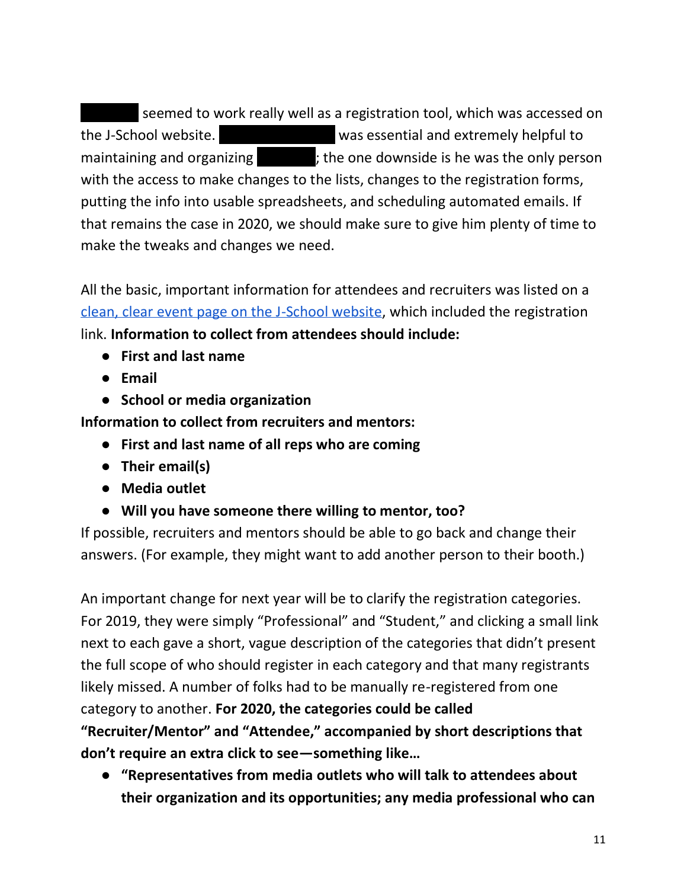██████ seemed to work really well as a registration tool, which was accessed on the J-School website. ████████████ was essential and extremely helpful to maintaining and organizing ██████; the one downside is he was the only person with the access to make changes to the lists, changes to the registration forms, putting the info into usable spreadsheets, and scheduling automated emails. If that remains the case in 2020, we should make sure to give him plenty of time to make the tweaks and changes we need.

All the basic, important information for attendees and recruiters was listed on a clean, clear event page on the J-School website, which included the registration link. **Information to collect from attendees should include:**

- **First and last name**
- **Email**
- **School or media organization**

**Information to collect from recruiters and mentors:**

- **First and last name of all reps who are coming**
- **Their email(s)**
- **Media outlet**
- **Will you have someone there willing to mentor, too?**

If possible, recruiters and mentors should be able to go back and change their answers. (For example, they might want to add another person to their booth.)

An important change for next year will be to clarify the registration categories. For 2019, they were simply "Professional" and "Student," and clicking a small link next to each gave a short, vague description of the categories that didn't present the full scope of who should register in each category and that many registrants likely missed. A number of folks had to be manually re-registered from one category to another. **For 2020, the categories could be called "Recruiter/Mentor" and "Attendee," accompanied by short descriptions that don't require an extra click to see—something like…**

- **"Representatives from media outlets who will talk to attendees about their organization and its opportunities; any media professional who can**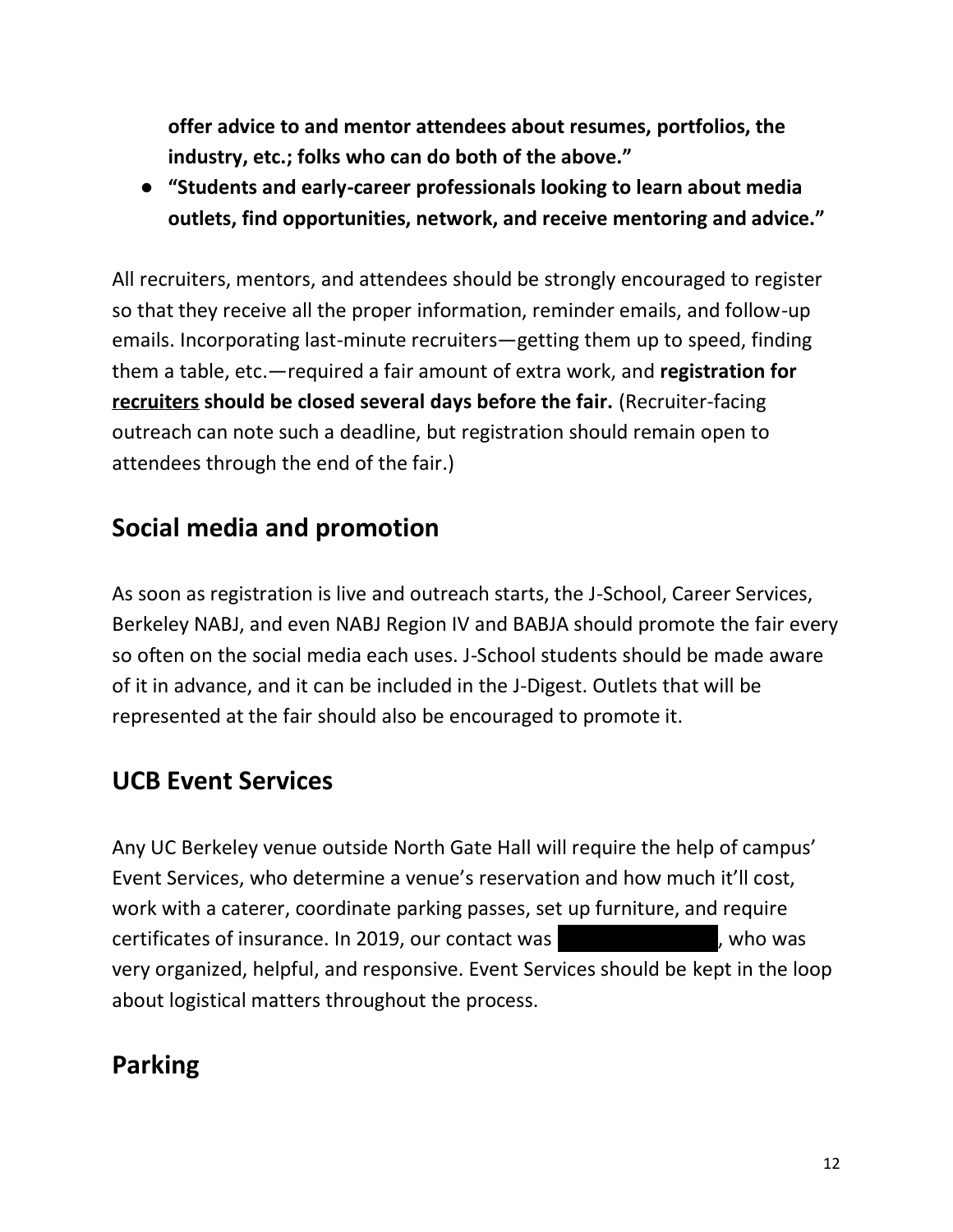**offer advice to and mentor attendees about resumes, portfolios, the industry, etc.; folks who can do both of the above."**

- **"Students and early-career professionals looking to learn about media outlets, find opportunities, network, and receive mentoring and advice."**

All recruiters, mentors, and attendees should be strongly encouraged to register so that they receive all the proper information, reminder emails, and follow-up emails. Incorporating last-minute recruiters—getting them up to speed, finding them a table, etc.—required a fair amount of extra work, and **registration for <u>recruiters</u> should be closed several days before the fair.** (Recruiter-facing outreach can note such a deadline, but registration should remain open to attendees through the end of the fair.)

## Social media and promotion

As soon as registration is live and outreach starts, the J-School, Career Services, Berkeley NABJ, and even NABJ Region IV and BABJA should promote the fair every so often on the social media each uses. J-School students should be made aware of it in advance, and it can be included in the J-Digest. Outlets that will be represented at the fair should also be encouraged to promote it.

## UCB Event Services

Any UC Berkeley venue outside North Gate Hall will require the help of campus' Event Services, who determine a venue's reservation and how much it'll cost, work with a caterer, coordinate parking passes, set up furniture, and require certificates of insurance. In 2019, our contact was [REDACTED], who was very organized, helpful, and responsive. Event Services should be kept in the loop about logistical matters throughout the process.

## Parking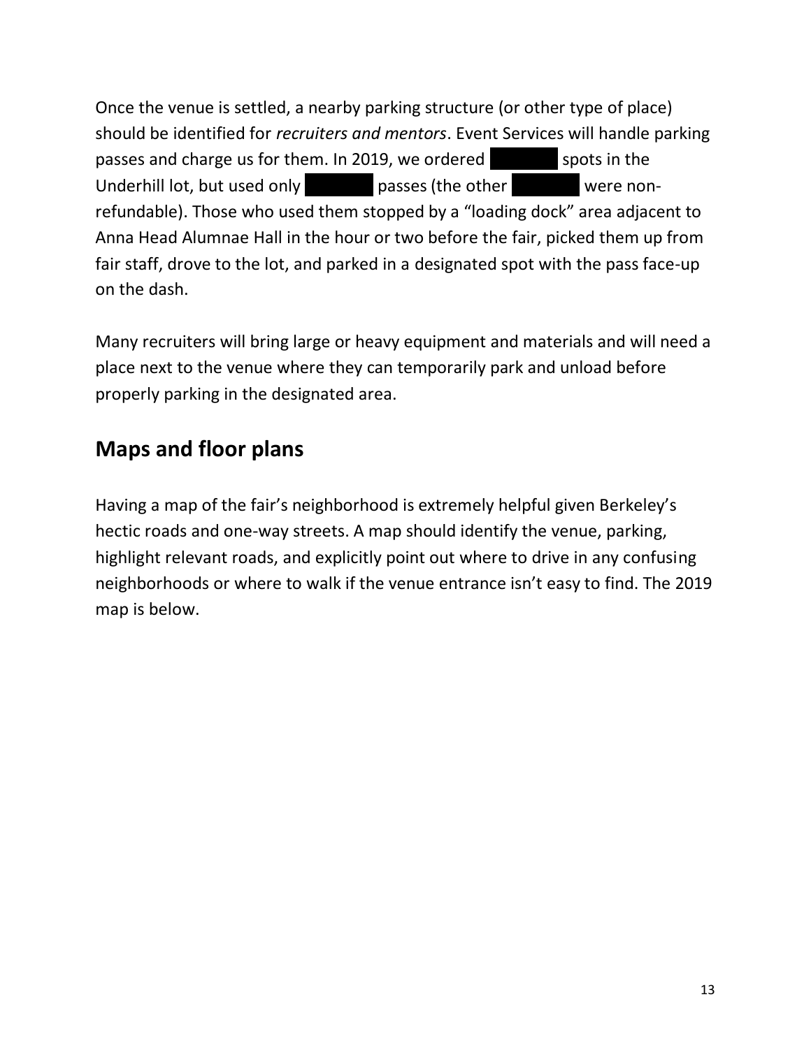Once the venue is settled, a nearby parking structure (or other type of place) should be identified for *recruiters and mentors*. Event Services will handle parking passes and charge us for them. In 2019, we ordered ██████ spots in the Underhill lot, but used only ██████ passes (the other ██████ were non-refundable). Those who used them stopped by a "loading dock" area adjacent to Anna Head Alumnae Hall in the hour or two before the fair, picked them up from fair staff, drove to the lot, and parked in a designated spot with the pass face-up on the dash.

Many recruiters will bring large or heavy equipment and materials and will need a place next to the venue where they can temporarily park and unload before properly parking in the designated area.

## Maps and floor plans

Having a map of the fair's neighborhood is extremely helpful given Berkeley's hectic roads and one-way streets. A map should identify the venue, parking, highlight relevant roads, and explicitly point out where to drive in any confusing neighborhoods or where to walk if the venue entrance isn't easy to find. The 2019 map is below.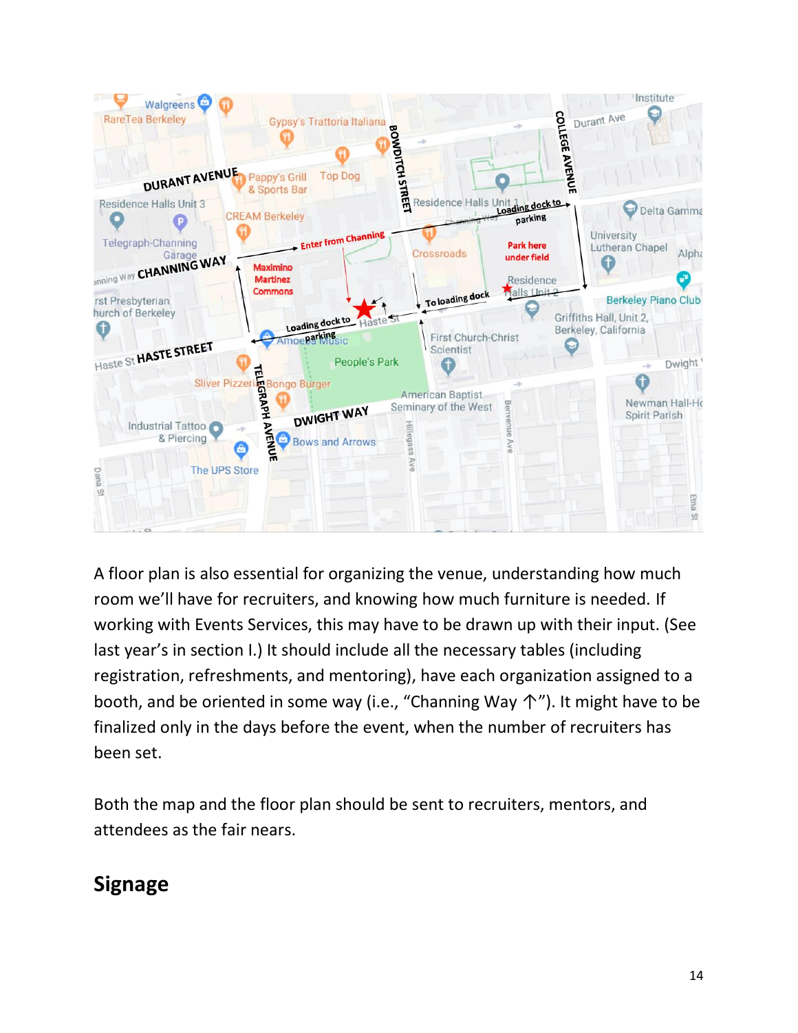A floor plan is also essential for organizing the venue, understanding how much room we'll have for recruiters, and knowing how much furniture is needed. If working with Events Services, this may have to be drawn up with their input. (See last year's in section I.) It should include all the necessary tables (including registration, refreshments, and mentoring), have each organization assigned to a booth, and be oriented in some way (i.e., "Channing Way ↑"). It might have to be finalized only in the days before the event, when the number of recruiters has been set.

Both the map and the floor plan should be sent to recruiters, mentors, and attendees as the fair nears.

## Signage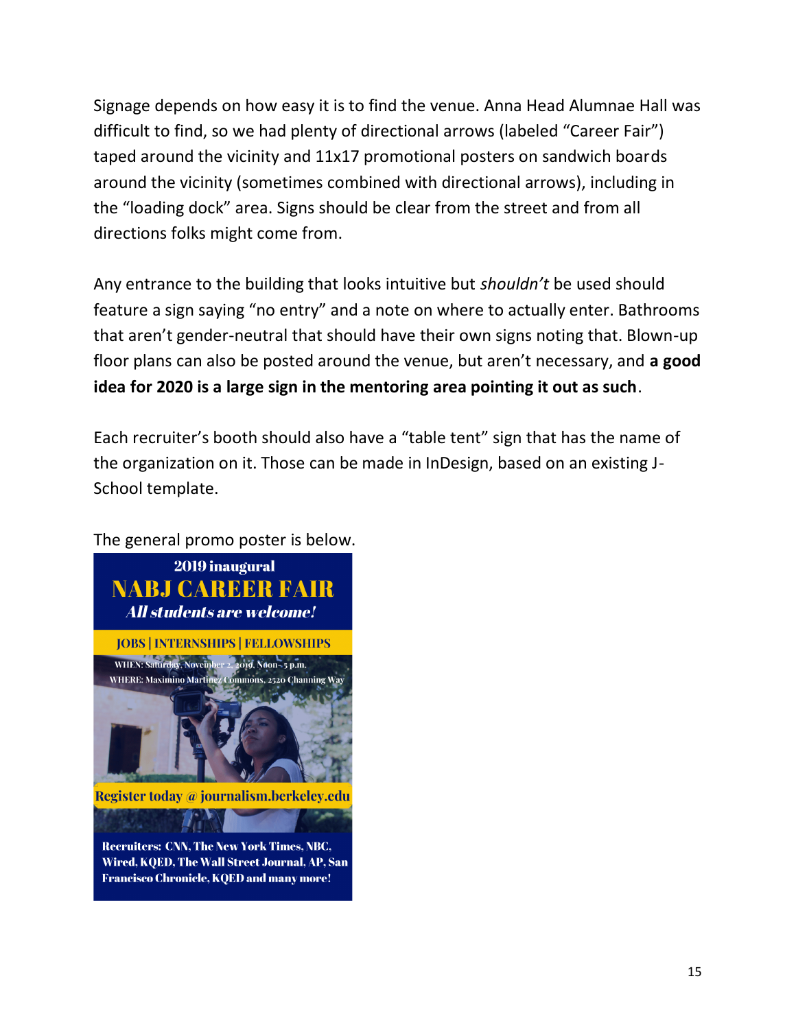Signage depends on how easy it is to find the venue. Anna Head Alumnae Hall was difficult to find, so we had plenty of directional arrows (labeled "Career Fair") taped around the vicinity and 11x17 promotional posters on sandwich boards around the vicinity (sometimes combined with directional arrows), including in the "loading dock" area. Signs should be clear from the street and from all directions folks might come from.

Any entrance to the building that looks intuitive but *shouldn't* be used should feature a sign saying "no entry" and a note on where to actually enter. Bathrooms that aren't gender-neutral that should have their own signs noting that. Blown-up floor plans can also be posted around the venue, but aren't necessary, and **a good idea for 2020 is a large sign in the mentoring area pointing it out as such**.

Each recruiter's booth should also have a "table tent" sign that has the name of the organization on it. Those can be made in InDesign, based on an existing J-School template.

The general promo poster is below.

2019 inaugural

**NABJ CAREER FAIR**

***All students are welcome!***

**JOBS | INTERNSHIPS | FELLOWSHIPS**

WHEN: Saturday, November 2, 2019, Noon – 5 p.m.
WHERE: Maximino Martinez Commons, 2520 Channing Way

**Register today @ journalism.berkeley.edu**

**Recruiters: CNN, The New York Times, NBC, Wired, KQED, The Wall Street Journal, AP, San Francisco Chronicle, KQED and many more!**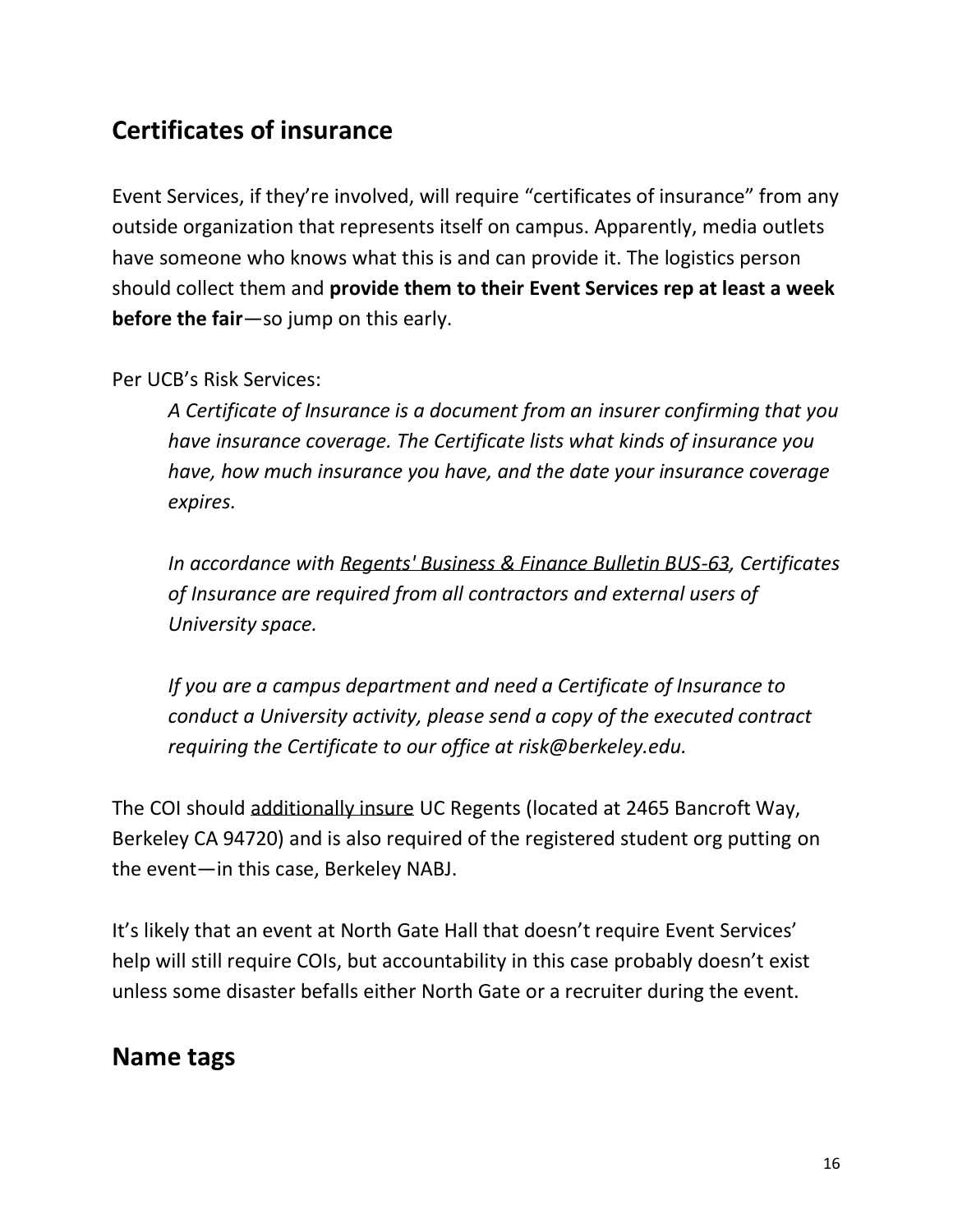## Certificates of insurance

Event Services, if they're involved, will require "certificates of insurance" from any outside organization that represents itself on campus. Apparently, media outlets have someone who knows what this is and can provide it. The logistics person should collect them and **provide them to their Event Services rep at least a week before the fair**—so jump on this early.

Per UCB's Risk Services:

> *A Certificate of Insurance is a document from an insurer confirming that you have insurance coverage. The Certificate lists what kinds of insurance you have, how much insurance you have, and the date your insurance coverage expires.*
>
> *In accordance with Regents' Business & Finance Bulletin BUS-63, Certificates of Insurance are required from all contractors and external users of University space.*
>
> *If you are a campus department and need a Certificate of Insurance to conduct a University activity, please send a copy of the executed contract requiring the Certificate to our office at risk@berkeley.edu.*

The COI should additionally insure UC Regents (located at 2465 Bancroft Way, Berkeley CA 94720) and is also required of the registered student org putting on the event—in this case, Berkeley NABJ.

It's likely that an event at North Gate Hall that doesn't require Event Services' help will still require COIs, but accountability in this case probably doesn't exist unless some disaster befalls either North Gate or a recruiter during the event.

## Name tags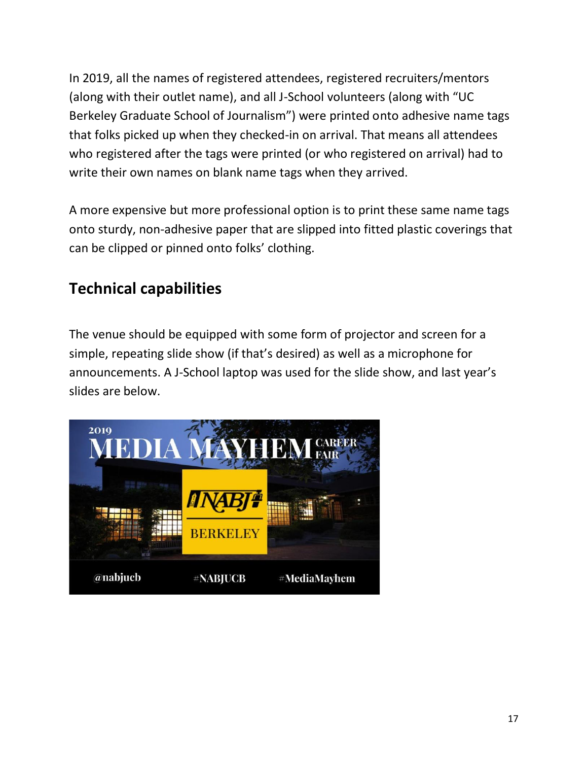In 2019, all the names of registered attendees, registered recruiters/mentors (along with their outlet name), and all J-School volunteers (along with "UC Berkeley Graduate School of Journalism") were printed onto adhesive name tags that folks picked up when they checked-in on arrival. That means all attendees who registered after the tags were printed (or who registered on arrival) had to write their own names on blank name tags when they arrived.

A more expensive but more professional option is to print these same name tags onto sturdy, non-adhesive paper that are slipped into fitted plastic coverings that can be clipped or pinned onto folks' clothing.

## Technical capabilities

The venue should be equipped with some form of projector and screen for a simple, repeating slide show (if that's desired) as well as a microphone for announcements. A J-School laptop was used for the slide show, and last year's slides are below.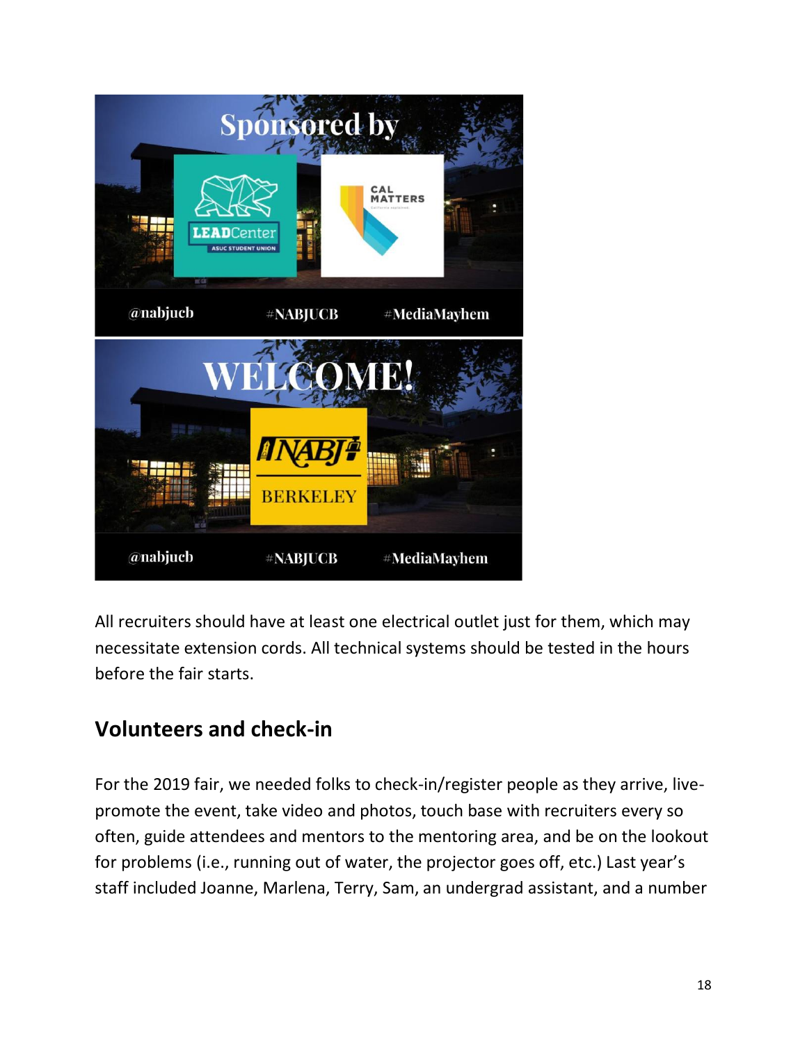All recruiters should have at least one electrical outlet just for them, which may necessitate extension cords. All technical systems should be tested in the hours before the fair starts.

## Volunteers and check-in

For the 2019 fair, we needed folks to check-in/register people as they arrive, live-promote the event, take video and photos, touch base with recruiters every so often, guide attendees and mentors to the mentoring area, and be on the lookout for problems (i.e., running out of water, the projector goes off, etc.) Last year's staff included Joanne, Marlena, Terry, Sam, an undergrad assistant, and a number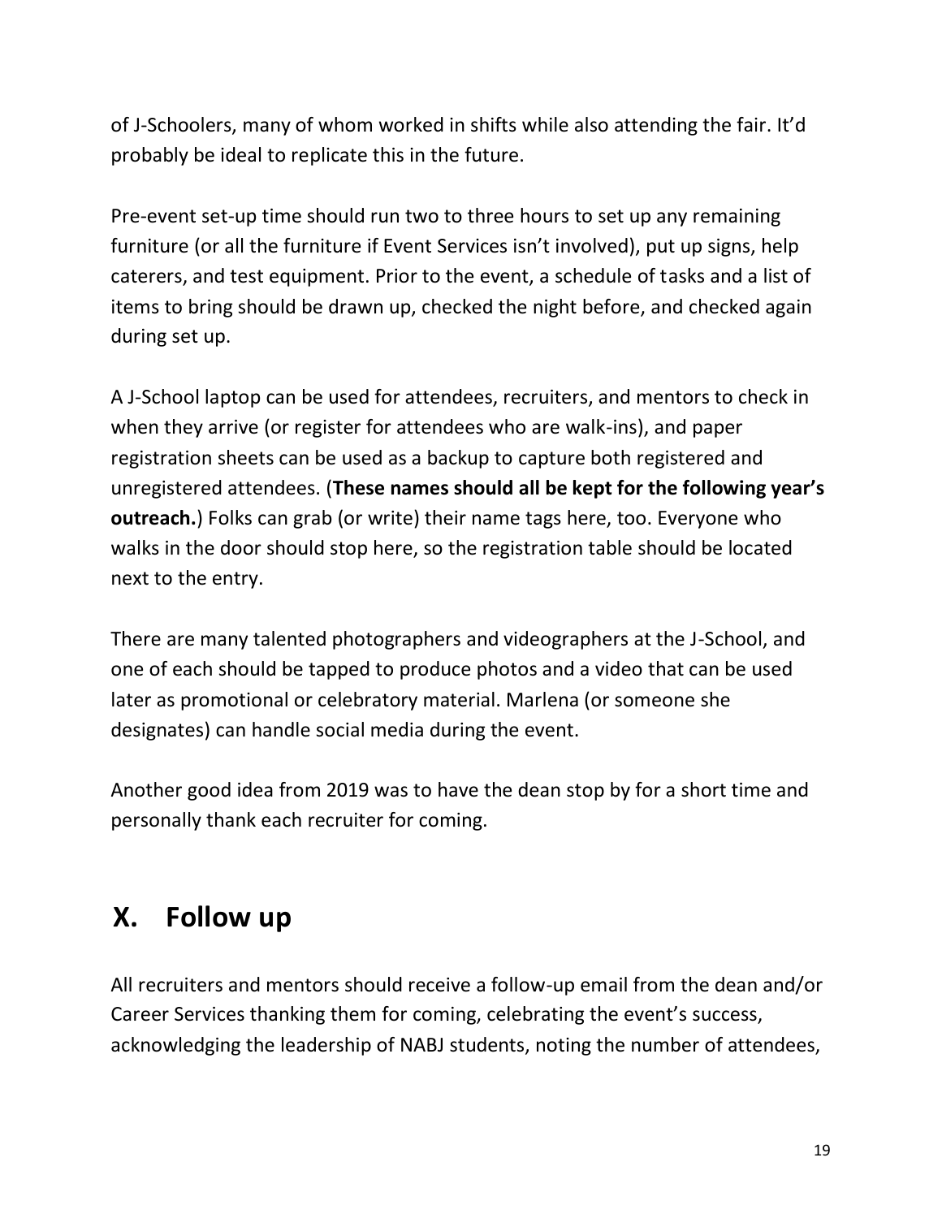of J-Schoolers, many of whom worked in shifts while also attending the fair. It'd probably be ideal to replicate this in the future.

Pre-event set-up time should run two to three hours to set up any remaining furniture (or all the furniture if Event Services isn't involved), put up signs, help caterers, and test equipment. Prior to the event, a schedule of tasks and a list of items to bring should be drawn up, checked the night before, and checked again during set up.

A J-School laptop can be used for attendees, recruiters, and mentors to check in when they arrive (or register for attendees who are walk-ins), and paper registration sheets can be used as a backup to capture both registered and unregistered attendees. (**These names should all be kept for the following year's outreach.**) Folks can grab (or write) their name tags here, too. Everyone who walks in the door should stop here, so the registration table should be located next to the entry.

There are many talented photographers and videographers at the J-School, and one of each should be tapped to produce photos and a video that can be used later as promotional or celebratory material. Marlena (or someone she designates) can handle social media during the event.

Another good idea from 2019 was to have the dean stop by for a short time and personally thank each recruiter for coming.

## X. Follow up

All recruiters and mentors should receive a follow-up email from the dean and/or Career Services thanking them for coming, celebrating the event's success, acknowledging the leadership of NABJ students, noting the number of attendees,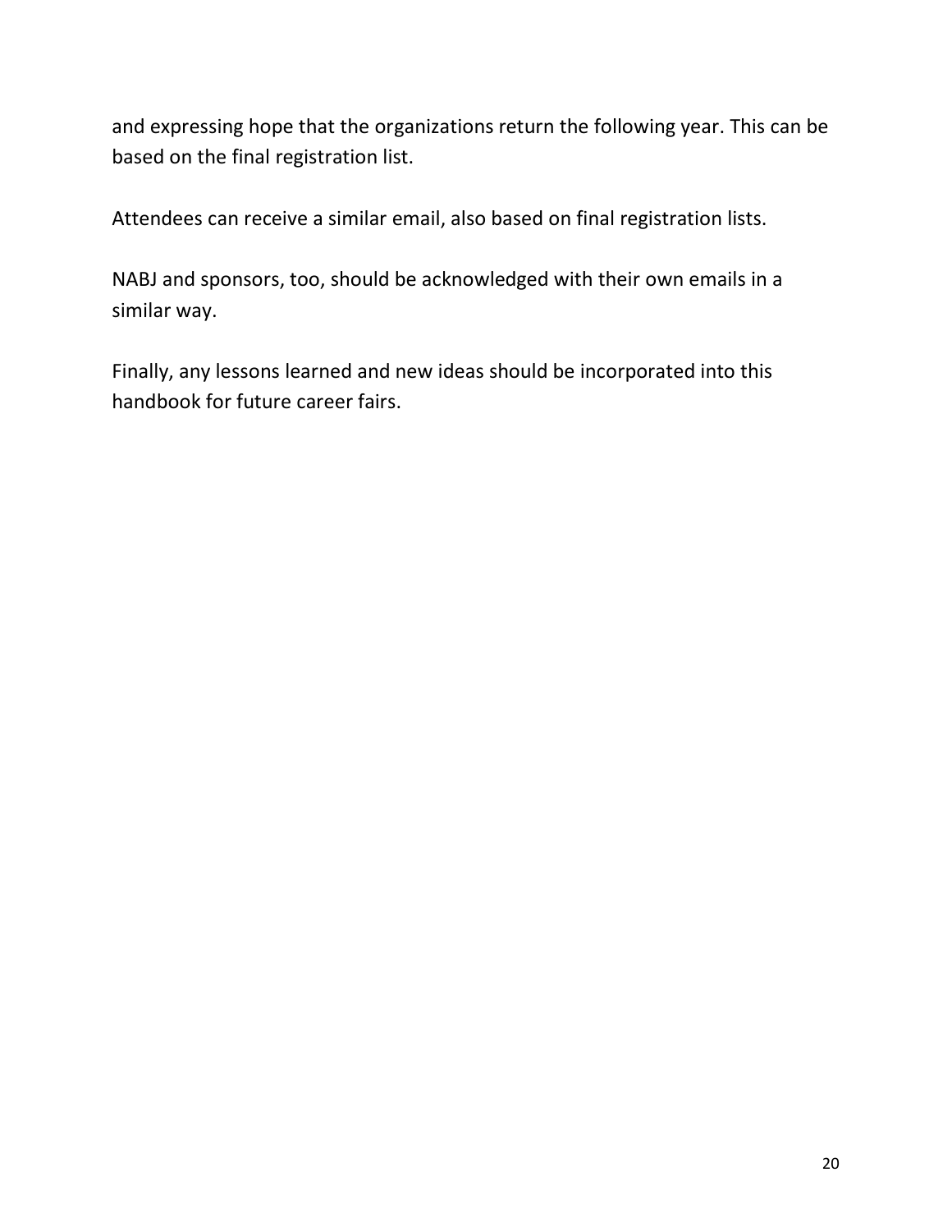and expressing hope that the organizations return the following year. This can be based on the final registration list.

Attendees can receive a similar email, also based on final registration lists.

NABJ and sponsors, too, should be acknowledged with their own emails in a similar way.

Finally, any lessons learned and new ideas should be incorporated into this handbook for future career fairs.